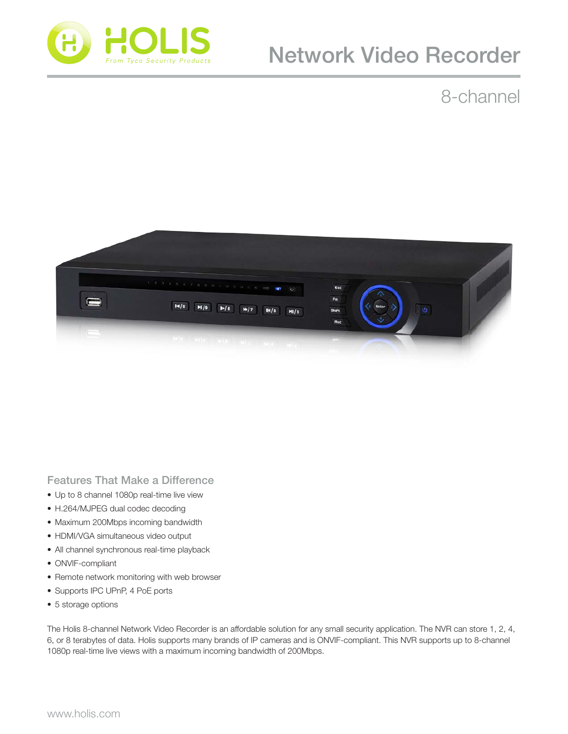HOLIS

*From Tyco Security Products*

# Network Video Recorder

## 8-channel

### Features That Make a Difference

- Up to 8 channel 1080p real-time live view
- H.264/MJPEG dual codec decoding
- Maximum 200Mbps incoming bandwidth
- HDMI/VGA simultaneous video output
- All channel synchronous real-time playback
- ONVIF-compliant
- Remote network monitoring with web browser
- Supports IPC UPnP, 4 PoE ports
- 5 storage options

The Holis 8-channel Network Video Recorder is an affordable solution for any small security application. The NVR can store 1, 2, 4, 6, or 8 terabytes of data. Holis supports many brands of IP cameras and is ONVIF-compliant. This NVR supports up to 8-channel 1080p real-time live views with a maximum incoming bandwidth of 200Mbps.

www.holis.com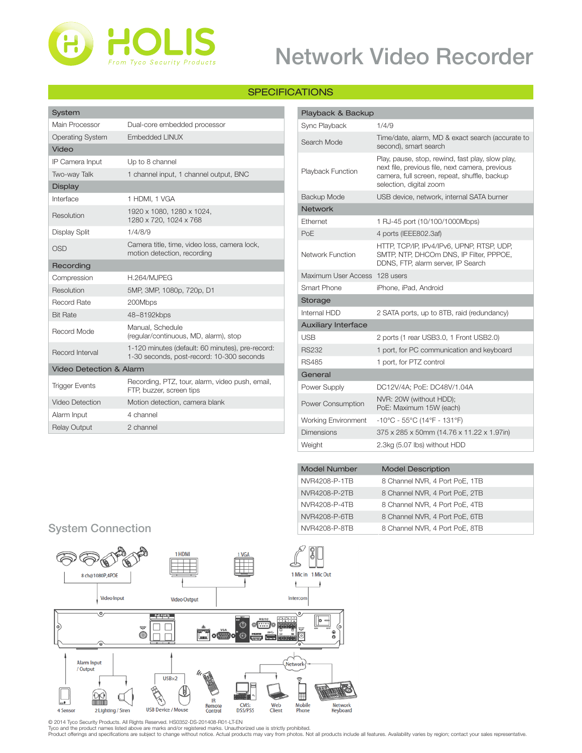# HOLIS

From Tyco Security Products

# Network Video Recorder

## SPECIFICATIONS

| | |
|---|---|
| **System** | |
| Main Processor | Dual-core embedded processor |
| Operating System | Embedded LINUX |
| **Video** | |
| IP Camera Input | Up to 8 channel |
| Two-way Talk | 1 channel input, 1 channel output, BNC |
| **Display** | |
| Interface | 1 HDMI, 1 VGA |
| Resolution | 1920 x 1080, 1280 x 1024, 1280 x 720, 1024 x 768 |
| Display Split | 1/4/8/9 |
| OSD | Camera title, time, video loss, camera lock, motion detection, recording |
| **Recording** | |
| Compression | H.264/MJPEG |
| Resolution | 5MP, 3MP, 1080p, 720p, D1 |
| Record Rate | 200Mbps |
| Bit Rate | 48~8192kbps |
| Record Mode | Manual, Schedule (regular/continuous, MD, alarm), stop |
| Record Interval | 1-120 minutes (default: 60 minutes), pre-record: 1-30 seconds, post-record: 10-300 seconds |
| **Video Detection & Alarm** | |
| Trigger Events | Recording, PTZ, tour, alarm, video push, email, FTP, buzzer, screen tips |
| Video Detection | Motion detection, camera blank |
| Alarm Input | 4 channel |
| Relay Output | 2 channel |

| | |
|---|---|
| **Playback & Backup** | |
| Sync Playback | 1/4/9 |
| Search Mode | Time/date, alarm, MD & exact search (accurate to second), smart search |
| Playback Function | Play, pause, stop, rewind, fast play, slow play, next file, previous file, next camera, previous camera, full screen, repeat, shuffle, backup selection, digital zoom |
| Backup Mode | USB device, network, internal SATA burner |
| **Network** | |
| Ethernet | 1 RJ-45 port (10/100/1000Mbps) |
| PoE | 4 ports (IEEE802.3af) |
| Network Function | HTTP, TCP/IP, IPv4/IPv6, UPNP, RTSP, UDP, SMTP, NTP, DHCOm DNS, IP Filter, PPPOE, DDNS, FTP, alarm server, IP Search |
| Maximum User Access | 128 users |
| Smart Phone | iPhone, iPad, Android |
| **Storage** | |
| Internal HDD | 2 SATA ports, up to 8TB, raid (redundancy) |
| **Auxiliary Interface** | |
| USB | 2 ports (1 rear USB3.0, 1 Front USB2.0) |
| RS232 | 1 port, for PC communication and keyboard |
| RS485 | 1 port, for PTZ control |
| **General** | |
| Power Supply | DC12V/4A; PoE: DC48V/1.04A |
| Power Consumption | NVR: 20W (without HDD); PoE: Maximum 15W (each) |
| Working Environment | -10°C - 55°C (14°F - 131°F) |
| Dimensions | 375 x 285 x 50mm (14.76 x 11.22 x 1.97in) |
| Weight | 2.3kg (5.07 lbs) without HDD |

| Model Number | Model Description |
|---|---|
| NVR4208-P-1TB | 8 Channel NVR, 4 Port PoE, 1TB |
| NVR4208-P-2TB | 8 Channel NVR, 4 Port PoE, 2TB |
| NVR4208-P-4TB | 8 Channel NVR, 4 Port PoE, 4TB |
| NVR4208-P-6TB | 8 Channel NVR, 4 Port PoE, 6TB |
| NVR4208-P-8TB | 8 Channel NVR, 4 Port PoE, 8TB |

## System Connection

8 ch@1080P,4POE
Video Input
1 HDMI
1 VGA
Video Output
1 Mic In
1 Mic Out
Intercom
Alarm Input / Output
USBx2
Network
4 Sensor
2 Lighting / Siren
USB Device / Mouse
IR Remote Control
CMS: DSS/PSS
Web Client
Mobile Phone
Network Keyboard

© 2014 Tyco Security Products. All Rights Reserved. HS0352-DS-201408-R01-LT-EN
Tyco and the product names listed above are marks and/or registered marks. Unauthorized use is strictly prohibited.
Product offerings and specifications are subject to change without notice. Actual products may vary from photos. Not all products include all features. Availability varies by region; contact your sales representative.